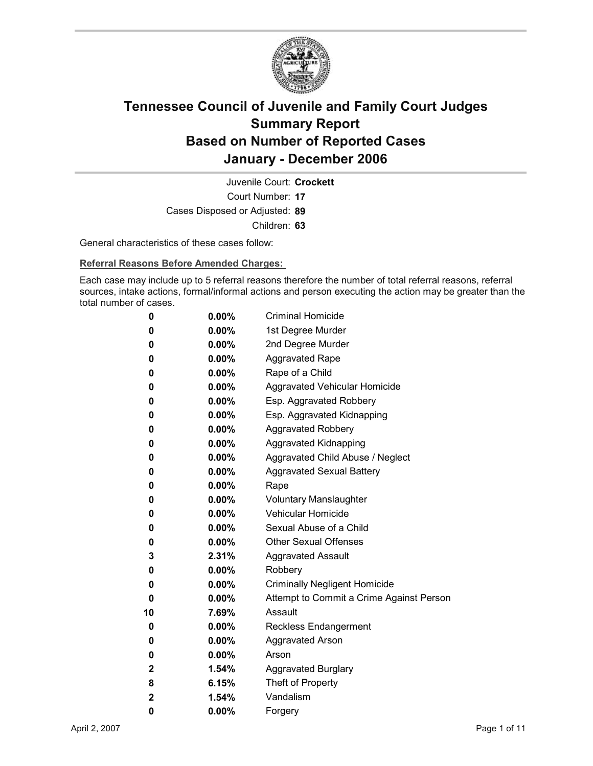# Tennessee Council of Juvenile and Family Court Judges
## Summary Report
## Based on Number of Reported Cases
## January - December 2006

Juvenile Court: **Crockett**

Court Number: **17**

Cases Disposed or Adjusted: **89**

Children: **63**

General characteristics of these cases follow:

**Referral Reasons Before Amended Charges:**

Each case may include up to 5 referral reasons therefore the number of total referral reasons, referral sources, intake actions, formal/informal actions and person executing the action may be greater than the total number of cases.

| Count | Percent | Referral Reason |
|---|---|---|
| 0 | 0.00% | Criminal Homicide |
| 0 | 0.00% | 1st Degree Murder |
| 0 | 0.00% | 2nd Degree Murder |
| 0 | 0.00% | Aggravated Rape |
| 0 | 0.00% | Rape of a Child |
| 0 | 0.00% | Aggravated Vehicular Homicide |
| 0 | 0.00% | Esp. Aggravated Robbery |
| 0 | 0.00% | Esp. Aggravated Kidnapping |
| 0 | 0.00% | Aggravated Robbery |
| 0 | 0.00% | Aggravated Kidnapping |
| 0 | 0.00% | Aggravated Child Abuse / Neglect |
| 0 | 0.00% | Aggravated Sexual Battery |
| 0 | 0.00% | Rape |
| 0 | 0.00% | Voluntary Manslaughter |
| 0 | 0.00% | Vehicular Homicide |
| 0 | 0.00% | Sexual Abuse of a Child |
| 0 | 0.00% | Other Sexual Offenses |
| 3 | 2.31% | Aggravated Assault |
| 0 | 0.00% | Robbery |
| 0 | 0.00% | Criminally Negligent Homicide |
| 0 | 0.00% | Attempt to Commit a Crime Against Person |
| 10 | 7.69% | Assault |
| 0 | 0.00% | Reckless Endangerment |
| 0 | 0.00% | Aggravated Arson |
| 0 | 0.00% | Arson |
| 2 | 1.54% | Aggravated Burglary |
| 8 | 6.15% | Theft of Property |
| 2 | 1.54% | Vandalism |
| 0 | 0.00% | Forgery |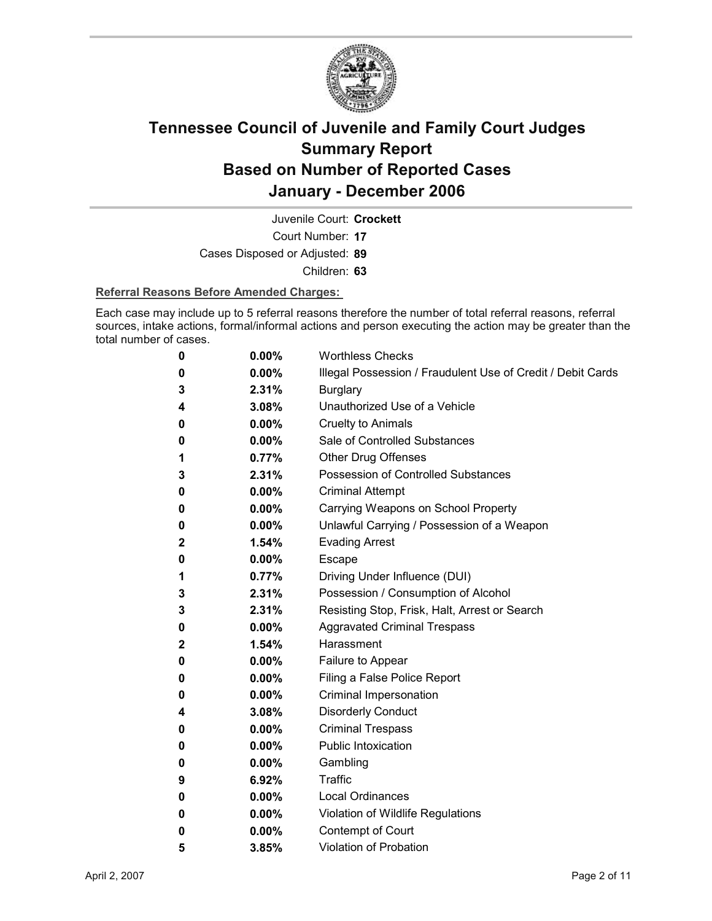# Tennessee Council of Juvenile and Family Court Judges Summary Report Based on Number of Reported Cases January - December 2006

Juvenile Court: **Crockett**

Court Number: **17**

Cases Disposed or Adjusted: **89**

Children: **63**

**Referral Reasons Before Amended Charges:**

Each case may include up to 5 referral reasons therefore the number of total referral reasons, referral sources, intake actions, formal/informal actions and person executing the action may be greater than the total number of cases.

| Count | Percent | Referral Reason |
|---|---|---|
| 0 | 0.00% | Worthless Checks |
| 0 | 0.00% | Illegal Possession / Fraudulent Use of Credit / Debit Cards |
| 3 | 2.31% | Burglary |
| 4 | 3.08% | Unauthorized Use of a Vehicle |
| 0 | 0.00% | Cruelty to Animals |
| 0 | 0.00% | Sale of Controlled Substances |
| 1 | 0.77% | Other Drug Offenses |
| 3 | 2.31% | Possession of Controlled Substances |
| 0 | 0.00% | Criminal Attempt |
| 0 | 0.00% | Carrying Weapons on School Property |
| 0 | 0.00% | Unlawful Carrying / Possession of a Weapon |
| 2 | 1.54% | Evading Arrest |
| 0 | 0.00% | Escape |
| 1 | 0.77% | Driving Under Influence (DUI) |
| 3 | 2.31% | Possession / Consumption of Alcohol |
| 3 | 2.31% | Resisting Stop, Frisk, Halt, Arrest or Search |
| 0 | 0.00% | Aggravated Criminal Trespass |
| 2 | 1.54% | Harassment |
| 0 | 0.00% | Failure to Appear |
| 0 | 0.00% | Filing a False Police Report |
| 0 | 0.00% | Criminal Impersonation |
| 4 | 3.08% | Disorderly Conduct |
| 0 | 0.00% | Criminal Trespass |
| 0 | 0.00% | Public Intoxication |
| 0 | 0.00% | Gambling |
| 9 | 6.92% | Traffic |
| 0 | 0.00% | Local Ordinances |
| 0 | 0.00% | Violation of Wildlife Regulations |
| 0 | 0.00% | Contempt of Court |
| 5 | 3.85% | Violation of Probation |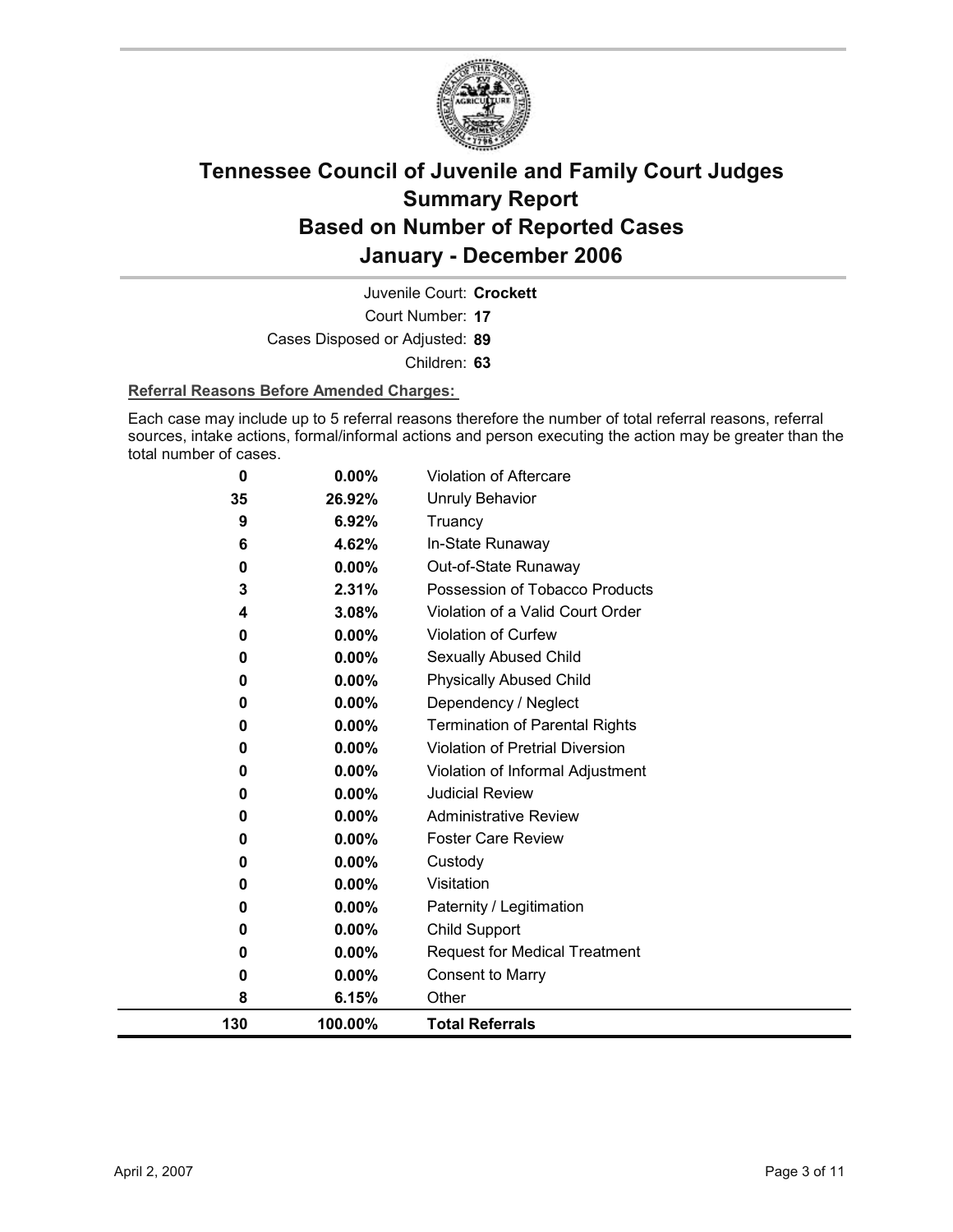# Tennessee Council of Juvenile and Family Court Judges Summary Report Based on Number of Reported Cases January - December 2006

Juvenile Court: **Crockett**

Court Number: **17**

Cases Disposed or Adjusted: **89**

Children: **63**

**Referral Reasons Before Amended Charges:**

Each case may include up to 5 referral reasons therefore the number of total referral reasons, referral sources, intake actions, formal/informal actions and person executing the action may be greater than the total number of cases.

| | | |
|---|---|---|
| **0** | **0.00%** | Violation of Aftercare |
| **35** | **26.92%** | Unruly Behavior |
| **9** | **6.92%** | Truancy |
| **6** | **4.62%** | In-State Runaway |
| **0** | **0.00%** | Out-of-State Runaway |
| **3** | **2.31%** | Possession of Tobacco Products |
| **4** | **3.08%** | Violation of a Valid Court Order |
| **0** | **0.00%** | Violation of Curfew |
| **0** | **0.00%** | Sexually Abused Child |
| **0** | **0.00%** | Physically Abused Child |
| **0** | **0.00%** | Dependency / Neglect |
| **0** | **0.00%** | Termination of Parental Rights |
| **0** | **0.00%** | Violation of Pretrial Diversion |
| **0** | **0.00%** | Violation of Informal Adjustment |
| **0** | **0.00%** | Judicial Review |
| **0** | **0.00%** | Administrative Review |
| **0** | **0.00%** | Foster Care Review |
| **0** | **0.00%** | Custody |
| **0** | **0.00%** | Visitation |
| **0** | **0.00%** | Paternity / Legitimation |
| **0** | **0.00%** | Child Support |
| **0** | **0.00%** | Request for Medical Treatment |
| **0** | **0.00%** | Consent to Marry |
| **8** | **6.15%** | Other |
| **130** | **100.00%** | **Total Referrals** |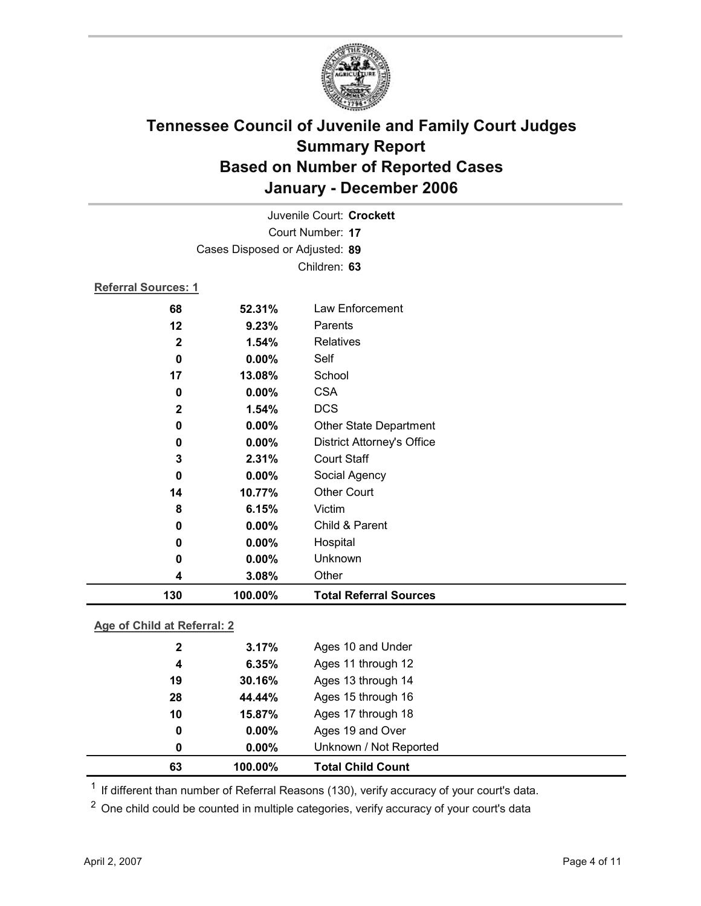# Tennessee Council of Juvenile and Family Court Judges
# Summary Report
# Based on Number of Reported Cases
# January - December 2006

Juvenile Court: **Crockett**

Court Number: **17**

Cases Disposed or Adjusted: **89**

Children: **63**

**Referral Sources: 1**

| Count | Percent | Source |
|---|---|---|
| 68 | 52.31% | Law Enforcement |
| 12 | 9.23% | Parents |
| 2 | 1.54% | Relatives |
| 0 | 0.00% | Self |
| 17 | 13.08% | School |
| 0 | 0.00% | CSA |
| 2 | 1.54% | DCS |
| 0 | 0.00% | Other State Department |
| 0 | 0.00% | District Attorney's Office |
| 3 | 2.31% | Court Staff |
| 0 | 0.00% | Social Agency |
| 14 | 10.77% | Other Court |
| 8 | 6.15% | Victim |
| 0 | 0.00% | Child & Parent |
| 0 | 0.00% | Hospital |
| 0 | 0.00% | Unknown |
| 4 | 3.08% | Other |
| **130** | **100.00%** | **Total Referral Sources** |

**Age of Child at Referral: 2**

| Count | Percent | Age |
|---|---|---|
| 2 | 3.17% | Ages 10 and Under |
| 4 | 6.35% | Ages 11 through 12 |
| 19 | 30.16% | Ages 13 through 14 |
| 28 | 44.44% | Ages 15 through 16 |
| 10 | 15.87% | Ages 17 through 18 |
| 0 | 0.00% | Ages 19 and Over |
| 0 | 0.00% | Unknown / Not Reported |
| **63** | **100.00%** | **Total Child Count** |

[1] If different than number of Referral Reasons (130), verify accuracy of your court's data.

[2] One child could be counted in multiple categories, verify accuracy of your court's data

April 2, 2007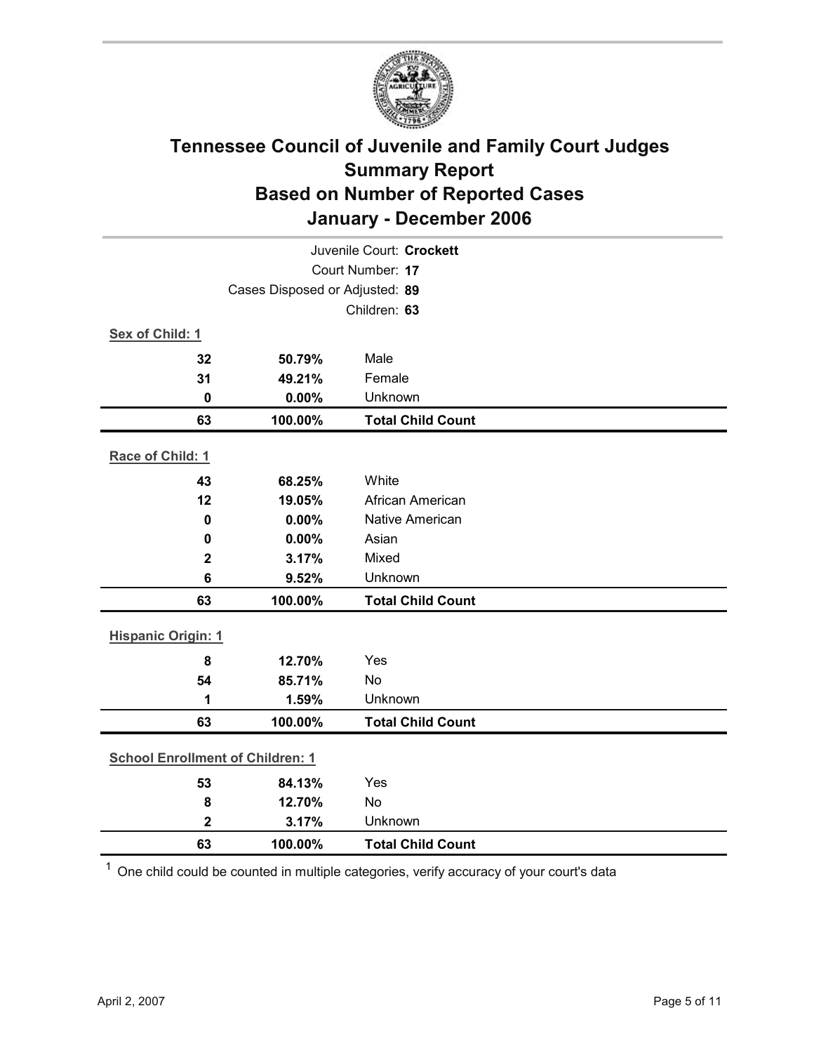# Tennessee Council of Juvenile and Family Court Judges
## Summary Report
## Based on Number of Reported Cases
## January - December 2006

Juvenile Court: **Crockett**

Court Number: **17**

Cases Disposed or Adjusted: **89**

Children: **63**

**Sex of Child: 1**

| Count | Percent | Category |
|---|---|---|
| 32 | 50.79% | Male |
| 31 | 49.21% | Female |
| 0 | 0.00% | Unknown |
| **63** | **100.00%** | **Total Child Count** |

**Race of Child: 1**

| Count | Percent | Category |
|---|---|---|
| 43 | 68.25% | White |
| 12 | 19.05% | African American |
| 0 | 0.00% | Native American |
| 0 | 0.00% | Asian |
| 2 | 3.17% | Mixed |
| 6 | 9.52% | Unknown |
| **63** | **100.00%** | **Total Child Count** |

**Hispanic Origin: 1**

| Count | Percent | Category |
|---|---|---|
| 8 | 12.70% | Yes |
| 54 | 85.71% | No |
| 1 | 1.59% | Unknown |
| **63** | **100.00%** | **Total Child Count** |

**School Enrollment of Children: 1**

| Count | Percent | Category |
|---|---|---|
| 53 | 84.13% | Yes |
| 8 | 12.70% | No |
| 2 | 3.17% | Unknown |
| **63** | **100.00%** | **Total Child Count** |

[1] One child could be counted in multiple categories, verify accuracy of your court's data

April 2, 2007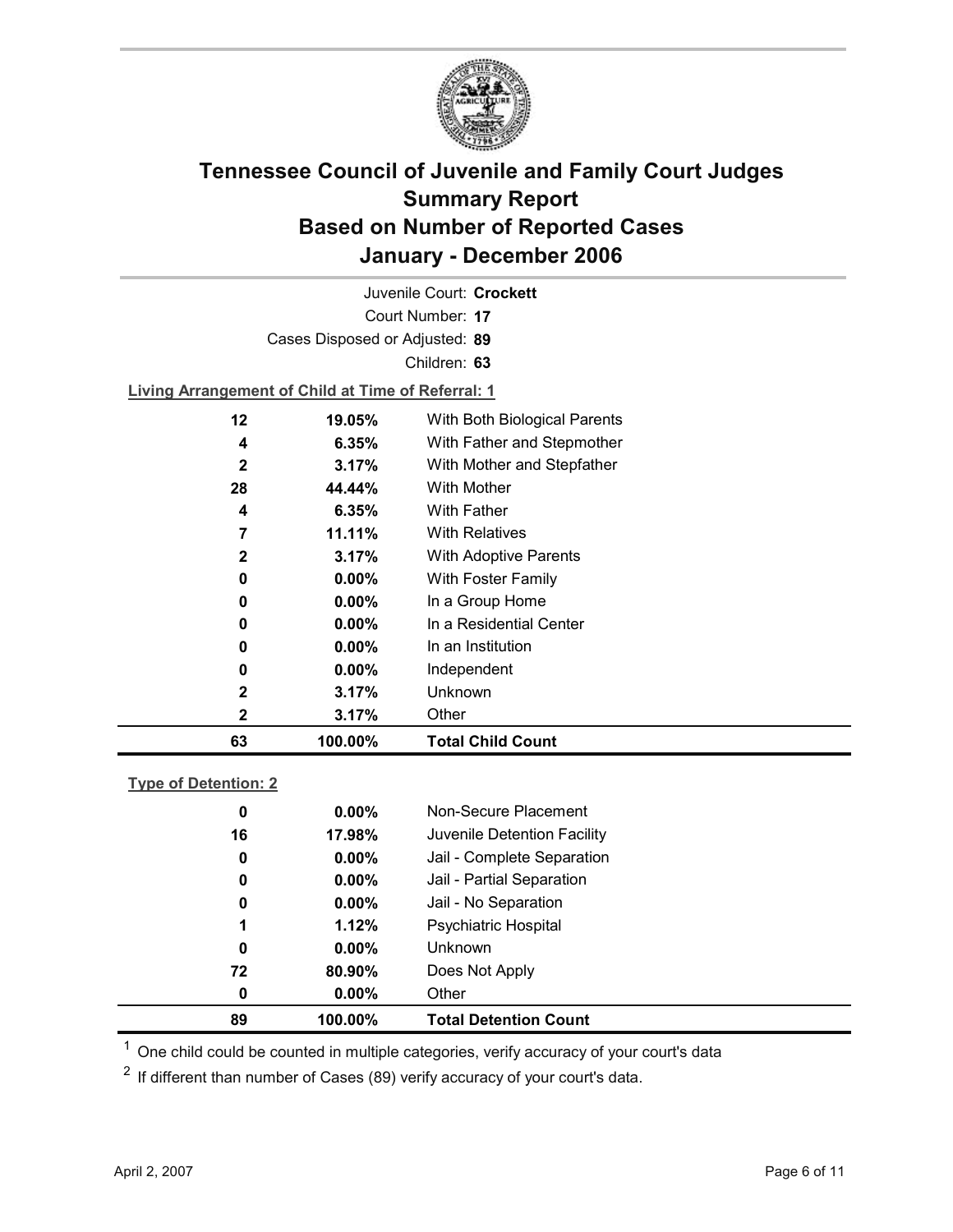# Tennessee Council of Juvenile and Family Court Judges
## Summary Report
## Based on Number of Reported Cases
## January - December 2006

Juvenile Court: **Crockett**
Court Number: **17**
Cases Disposed or Adjusted: **89**
Children: **63**

**Living Arrangement of Child at Time of Referral: 1**

| Count | Percent | Living Arrangement |
|---|---|---|
| 12 | 19.05% | With Both Biological Parents |
| 4 | 6.35% | With Father and Stepmother |
| 2 | 3.17% | With Mother and Stepfather |
| 28 | 44.44% | With Mother |
| 4 | 6.35% | With Father |
| 7 | 11.11% | With Relatives |
| 2 | 3.17% | With Adoptive Parents |
| 0 | 0.00% | With Foster Family |
| 0 | 0.00% | In a Group Home |
| 0 | 0.00% | In a Residential Center |
| 0 | 0.00% | In an Institution |
| 0 | 0.00% | Independent |
| 2 | 3.17% | Unknown |
| 2 | 3.17% | Other |
| **63** | **100.00%** | **Total Child Count** |

**Type of Detention: 2**

| Count | Percent | Type of Detention |
|---|---|---|
| 0 | 0.00% | Non-Secure Placement |
| 16 | 17.98% | Juvenile Detention Facility |
| 0 | 0.00% | Jail - Complete Separation |
| 0 | 0.00% | Jail - Partial Separation |
| 0 | 0.00% | Jail - No Separation |
| 1 | 1.12% | Psychiatric Hospital |
| 0 | 0.00% | Unknown |
| 72 | 80.90% | Does Not Apply |
| 0 | 0.00% | Other |
| **89** | **100.00%** | **Total Detention Count** |

[1] One child could be counted in multiple categories, verify accuracy of your court's data

[2] If different than number of Cases (89) verify accuracy of your court's data.

April 2, 2007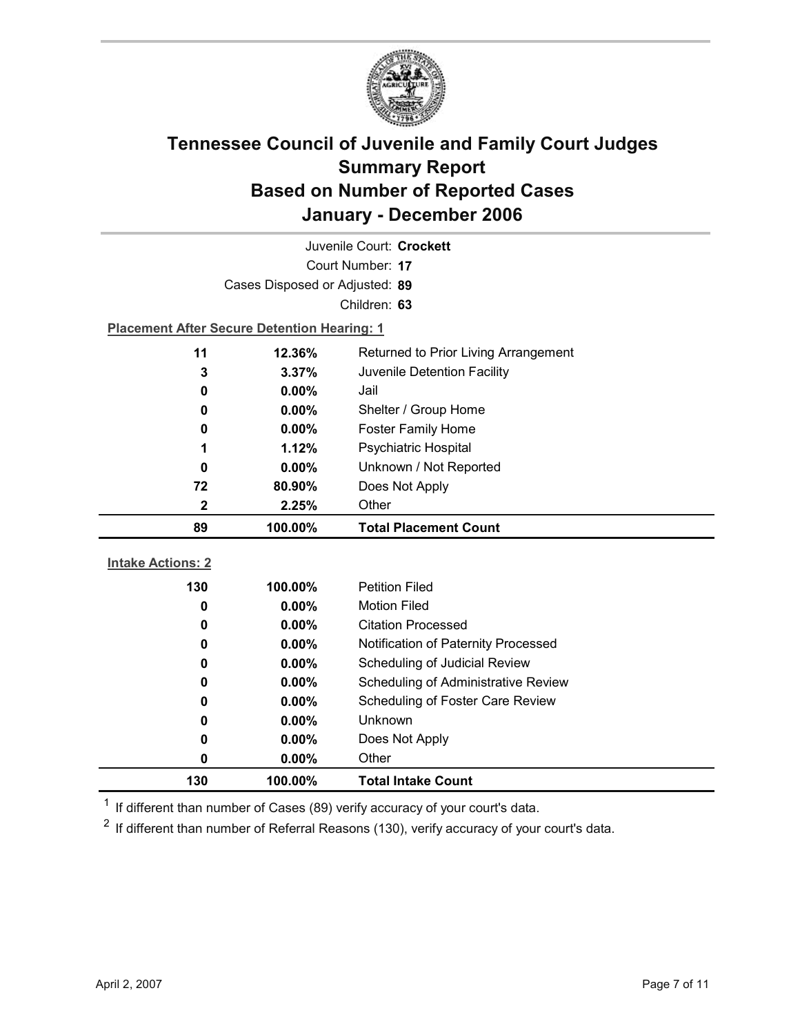# Tennessee Council of Juvenile and Family Court Judges
## Summary Report
## Based on Number of Reported Cases
## January - December 2006

Juvenile Court: **Crockett**
Court Number: **17**
Cases Disposed or Adjusted: **89**
Children: **63**

**Placement After Secure Detention Hearing: 1**

| | | |
|---|---|---|
| 11 | 12.36% | Returned to Prior Living Arrangement |
| 3 | 3.37% | Juvenile Detention Facility |
| 0 | 0.00% | Jail |
| 0 | 0.00% | Shelter / Group Home |
| 0 | 0.00% | Foster Family Home |
| 1 | 1.12% | Psychiatric Hospital |
| 0 | 0.00% | Unknown / Not Reported |
| 72 | 80.90% | Does Not Apply |
| 2 | 2.25% | Other |
| **89** | **100.00%** | **Total Placement Count** |

**Intake Actions: 2**

| | | |
|---|---|---|
| 130 | 100.00% | Petition Filed |
| 0 | 0.00% | Motion Filed |
| 0 | 0.00% | Citation Processed |
| 0 | 0.00% | Notification of Paternity Processed |
| 0 | 0.00% | Scheduling of Judicial Review |
| 0 | 0.00% | Scheduling of Administrative Review |
| 0 | 0.00% | Scheduling of Foster Care Review |
| 0 | 0.00% | Unknown |
| 0 | 0.00% | Does Not Apply |
| 0 | 0.00% | Other |
| **130** | **100.00%** | **Total Intake Count** |

[1] If different than number of Cases (89) verify accuracy of your court's data.

[2] If different than number of Referral Reasons (130), verify accuracy of your court's data.

April 2, 2007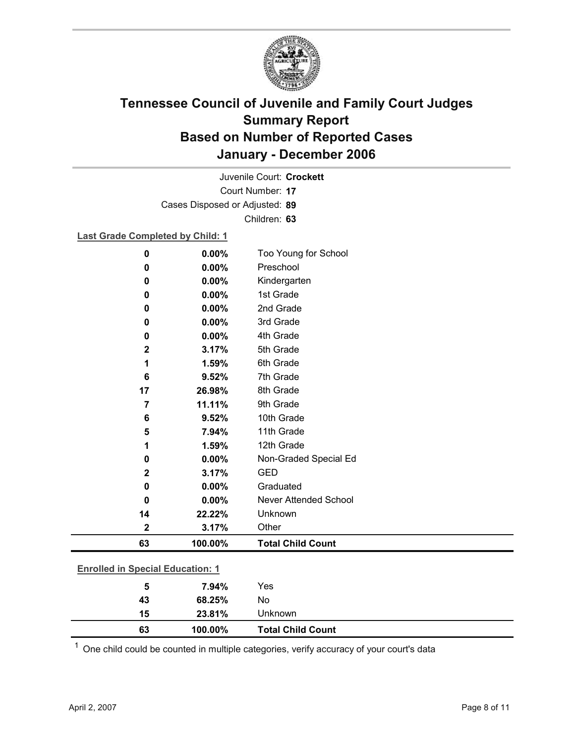# Tennessee Council of Juvenile and Family Court Judges Summary Report Based on Number of Reported Cases January - December 2006

Juvenile Court: **Crockett**

Court Number: **17**

Cases Disposed or Adjusted: **89**

Children: **63**

**Last Grade Completed by Child: 1**

| | | |
|---|---|---|
| **0** | **0.00%** | Too Young for School |
| **0** | **0.00%** | Preschool |
| **0** | **0.00%** | Kindergarten |
| **0** | **0.00%** | 1st Grade |
| **0** | **0.00%** | 2nd Grade |
| **0** | **0.00%** | 3rd Grade |
| **0** | **0.00%** | 4th Grade |
| **2** | **3.17%** | 5th Grade |
| **1** | **1.59%** | 6th Grade |
| **6** | **9.52%** | 7th Grade |
| **17** | **26.98%** | 8th Grade |
| **7** | **11.11%** | 9th Grade |
| **6** | **9.52%** | 10th Grade |
| **5** | **7.94%** | 11th Grade |
| **1** | **1.59%** | 12th Grade |
| **0** | **0.00%** | Non-Graded Special Ed |
| **2** | **3.17%** | GED |
| **0** | **0.00%** | Graduated |
| **0** | **0.00%** | Never Attended School |
| **14** | **22.22%** | Unknown |
| **2** | **3.17%** | Other |
| **63** | **100.00%** | **Total Child Count** |

**Enrolled in Special Education: 1**

| | | |
|---|---|---|
| **5** | **7.94%** | Yes |
| **43** | **68.25%** | No |
| **15** | **23.81%** | Unknown |
| **63** | **100.00%** | **Total Child Count** |

[1] One child could be counted in multiple categories, verify accuracy of your court's data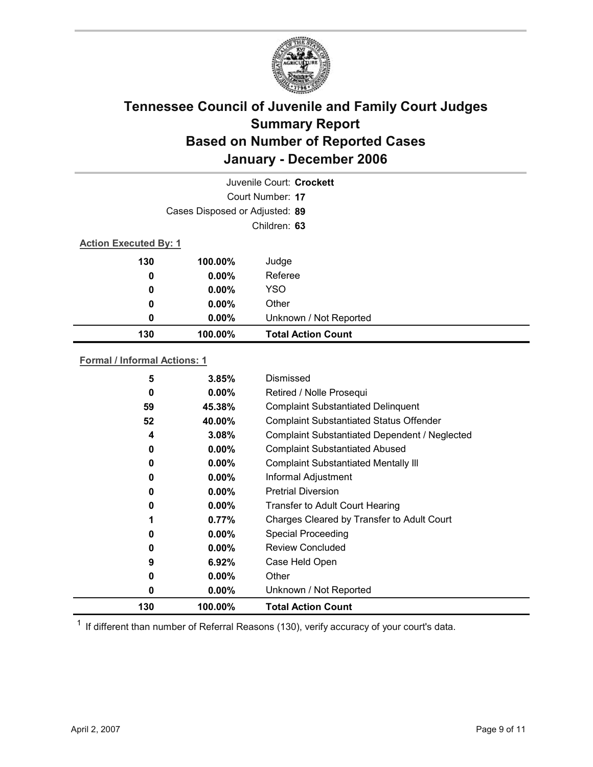# Tennessee Council of Juvenile and Family Court Judges
## Summary Report
## Based on Number of Reported Cases
## January - December 2006

Juvenile Court: **Crockett**

Court Number: **17**

Cases Disposed or Adjusted: **89**

Children: **63**

**Action Executed By: 1**

| | | |
|---|---|---|
| 130 | 100.00% | Judge |
| 0 | 0.00% | Referee |
| 0 | 0.00% | YSO |
| 0 | 0.00% | Other |
| 0 | 0.00% | Unknown / Not Reported |
| **130** | **100.00%** | **Total Action Count** |

**Formal / Informal Actions: 1**

| | | |
|---|---|---|
| 5 | 3.85% | Dismissed |
| 0 | 0.00% | Retired / Nolle Prosequi |
| 59 | 45.38% | Complaint Substantiated Delinquent |
| 52 | 40.00% | Complaint Substantiated Status Offender |
| 4 | 3.08% | Complaint Substantiated Dependent / Neglected |
| 0 | 0.00% | Complaint Substantiated Abused |
| 0 | 0.00% | Complaint Substantiated Mentally Ill |
| 0 | 0.00% | Informal Adjustment |
| 0 | 0.00% | Pretrial Diversion |
| 0 | 0.00% | Transfer to Adult Court Hearing |
| 1 | 0.77% | Charges Cleared by Transfer to Adult Court |
| 0 | 0.00% | Special Proceeding |
| 0 | 0.00% | Review Concluded |
| 9 | 6.92% | Case Held Open |
| 0 | 0.00% | Other |
| 0 | 0.00% | Unknown / Not Reported |
| **130** | **100.00%** | **Total Action Count** |

[1] If different than number of Referral Reasons (130), verify accuracy of your court's data.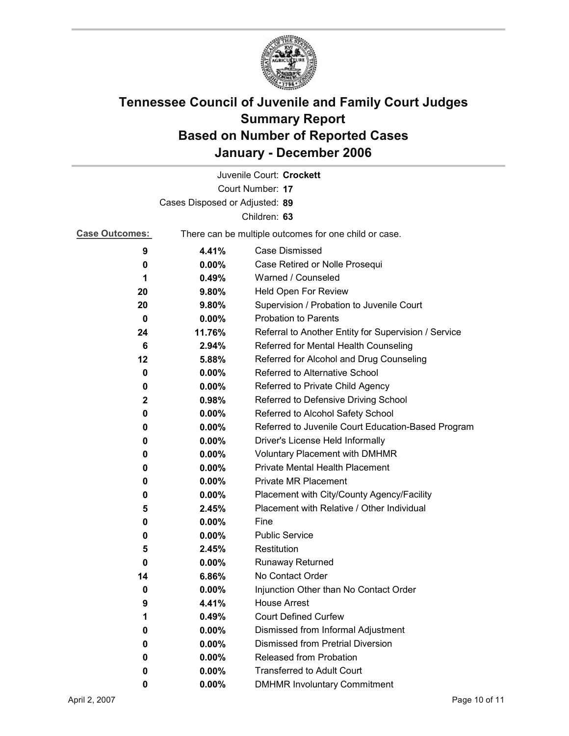# Tennessee Council of Juvenile and Family Court Judges
## Summary Report
## Based on Number of Reported Cases
## January - December 2006

Juvenile Court: **Crockett**

Court Number: **17**

Cases Disposed or Adjusted: **89**

Children: **63**

**Case Outcomes:** There can be multiple outcomes for one child or case.

| Count | Percent | Outcome |
|---|---|---|
| 9 | 4.41% | Case Dismissed |
| 0 | 0.00% | Case Retired or Nolle Prosequi |
| 1 | 0.49% | Warned / Counseled |
| 20 | 9.80% | Held Open For Review |
| 20 | 9.80% | Supervision / Probation to Juvenile Court |
| 0 | 0.00% | Probation to Parents |
| 24 | 11.76% | Referral to Another Entity for Supervision / Service |
| 6 | 2.94% | Referred for Mental Health Counseling |
| 12 | 5.88% | Referred for Alcohol and Drug Counseling |
| 0 | 0.00% | Referred to Alternative School |
| 0 | 0.00% | Referred to Private Child Agency |
| 2 | 0.98% | Referred to Defensive Driving School |
| 0 | 0.00% | Referred to Alcohol Safety School |
| 0 | 0.00% | Referred to Juvenile Court Education-Based Program |
| 0 | 0.00% | Driver's License Held Informally |
| 0 | 0.00% | Voluntary Placement with DMHMR |
| 0 | 0.00% | Private Mental Health Placement |
| 0 | 0.00% | Private MR Placement |
| 0 | 0.00% | Placement with City/County Agency/Facility |
| 5 | 2.45% | Placement with Relative / Other Individual |
| 0 | 0.00% | Fine |
| 0 | 0.00% | Public Service |
| 5 | 2.45% | Restitution |
| 0 | 0.00% | Runaway Returned |
| 14 | 6.86% | No Contact Order |
| 0 | 0.00% | Injunction Other than No Contact Order |
| 9 | 4.41% | House Arrest |
| 1 | 0.49% | Court Defined Curfew |
| 0 | 0.00% | Dismissed from Informal Adjustment |
| 0 | 0.00% | Dismissed from Pretrial Diversion |
| 0 | 0.00% | Released from Probation |
| 0 | 0.00% | Transferred to Adult Court |
| 0 | 0.00% | DMHMR Involuntary Commitment |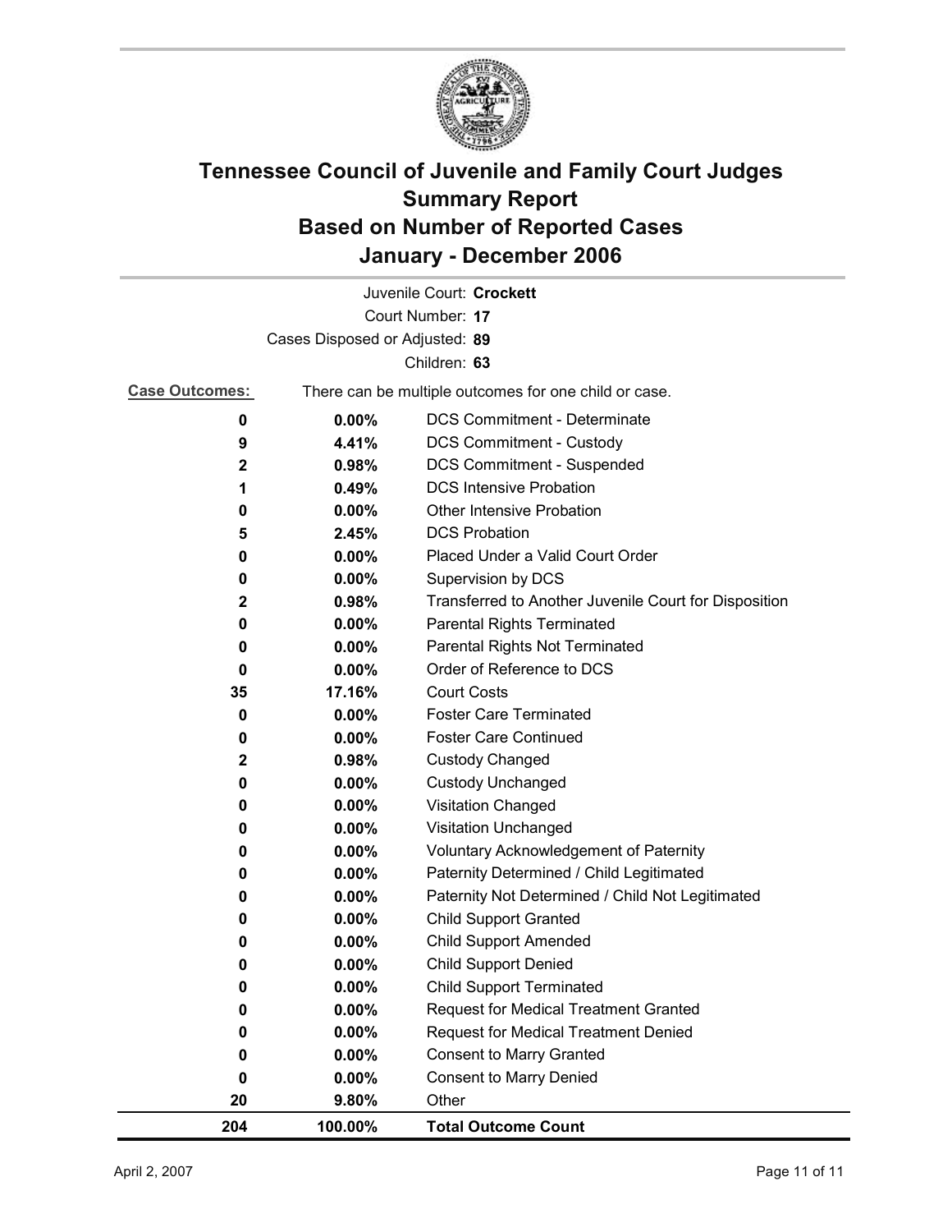# Tennessee Council of Juvenile and Family Court Judges Summary Report Based on Number of Reported Cases January - December 2006

Juvenile Court: **Crockett**

Court Number: **17**

Cases Disposed or Adjusted: **89**

Children: **63**

**Case Outcomes:** There can be multiple outcomes for one child or case.

| | | |
|---|---|---|
| 0 | 0.00% | DCS Commitment - Determinate |
| 9 | 4.41% | DCS Commitment - Custody |
| 2 | 0.98% | DCS Commitment - Suspended |
| 1 | 0.49% | DCS Intensive Probation |
| 0 | 0.00% | Other Intensive Probation |
| 5 | 2.45% | DCS Probation |
| 0 | 0.00% | Placed Under a Valid Court Order |
| 0 | 0.00% | Supervision by DCS |
| 2 | 0.98% | Transferred to Another Juvenile Court for Disposition |
| 0 | 0.00% | Parental Rights Terminated |
| 0 | 0.00% | Parental Rights Not Terminated |
| 0 | 0.00% | Order of Reference to DCS |
| 35 | 17.16% | Court Costs |
| 0 | 0.00% | Foster Care Terminated |
| 0 | 0.00% | Foster Care Continued |
| 2 | 0.98% | Custody Changed |
| 0 | 0.00% | Custody Unchanged |
| 0 | 0.00% | Visitation Changed |
| 0 | 0.00% | Visitation Unchanged |
| 0 | 0.00% | Voluntary Acknowledgement of Paternity |
| 0 | 0.00% | Paternity Determined / Child Legitimated |
| 0 | 0.00% | Paternity Not Determined / Child Not Legitimated |
| 0 | 0.00% | Child Support Granted |
| 0 | 0.00% | Child Support Amended |
| 0 | 0.00% | Child Support Denied |
| 0 | 0.00% | Child Support Terminated |
| 0 | 0.00% | Request for Medical Treatment Granted |
| 0 | 0.00% | Request for Medical Treatment Denied |
| 0 | 0.00% | Consent to Marry Granted |
| 0 | 0.00% | Consent to Marry Denied |
| 20 | 9.80% | Other |
| **204** | **100.00%** | **Total Outcome Count** |

April 2, 2007